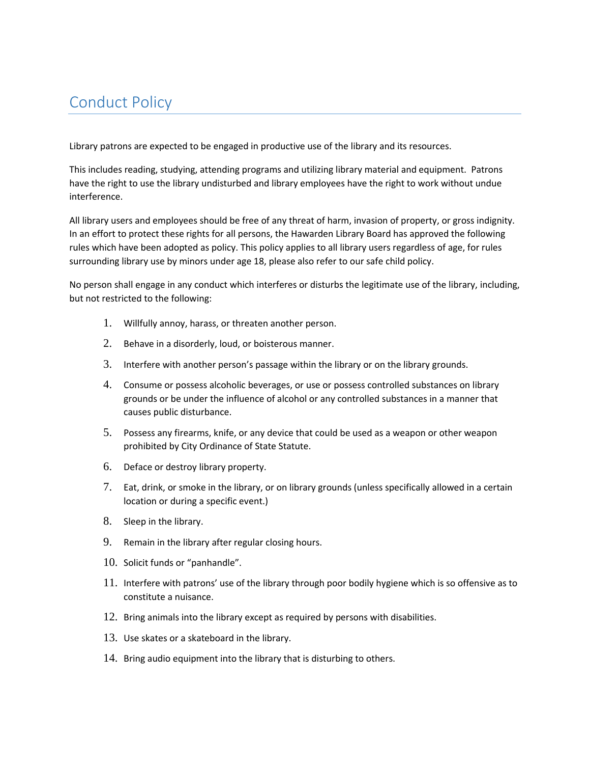# Conduct Policy

Library patrons are expected to be engaged in productive use of the library and its resources.

This includes reading, studying, attending programs and utilizing library material and equipment. Patrons have the right to use the library undisturbed and library employees have the right to work without undue interference.

All library users and employees should be free of any threat of harm, invasion of property, or gross indignity. In an effort to protect these rights for all persons, the Hawarden Library Board has approved the following rules which have been adopted as policy. This policy applies to all library users regardless of age, for rules surrounding library use by minors under age 18, please also refer to our safe child policy.

No person shall engage in any conduct which interferes or disturbs the legitimate use of the library, including, but not restricted to the following:

1. Willfully annoy, harass, or threaten another person.
2. Behave in a disorderly, loud, or boisterous manner.
3. Interfere with another person's passage within the library or on the library grounds.
4. Consume or possess alcoholic beverages, or use or possess controlled substances on library grounds or be under the influence of alcohol or any controlled substances in a manner that causes public disturbance.
5. Possess any firearms, knife, or any device that could be used as a weapon or other weapon prohibited by City Ordinance of State Statute.
6. Deface or destroy library property.
7. Eat, drink, or smoke in the library, or on library grounds (unless specifically allowed in a certain location or during a specific event.)
8. Sleep in the library.
9. Remain in the library after regular closing hours.
10. Solicit funds or "panhandle".
11. Interfere with patrons' use of the library through poor bodily hygiene which is so offensive as to constitute a nuisance.
12. Bring animals into the library except as required by persons with disabilities.
13. Use skates or a skateboard in the library.
14. Bring audio equipment into the library that is disturbing to others.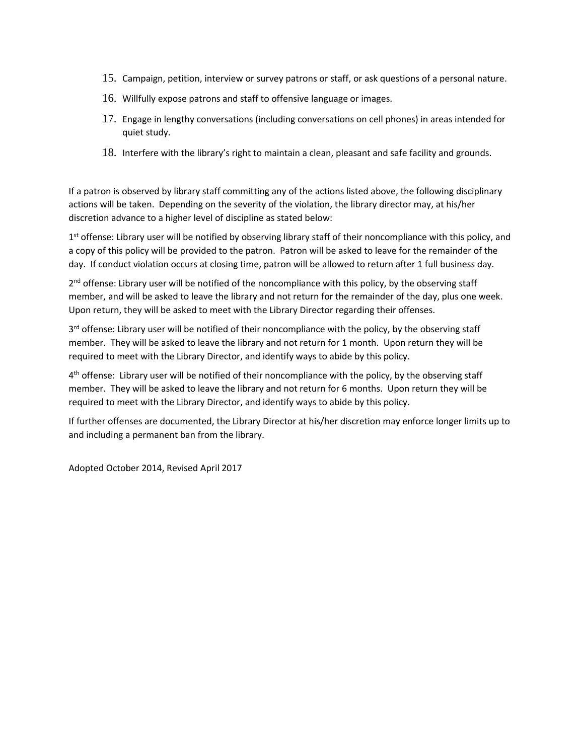15. Campaign, petition, interview or survey patrons or staff, or ask questions of a personal nature.
16. Willfully expose patrons and staff to offensive language or images.
17. Engage in lengthy conversations (including conversations on cell phones) in areas intended for quiet study.
18. Interfere with the library's right to maintain a clean, pleasant and safe facility and grounds.

If a patron is observed by library staff committing any of the actions listed above, the following disciplinary actions will be taken. Depending on the severity of the violation, the library director may, at his/her discretion advance to a higher level of discipline as stated below:

1st offense: Library user will be notified by observing library staff of their noncompliance with this policy, and a copy of this policy will be provided to the patron. Patron will be asked to leave for the remainder of the day. If conduct violation occurs at closing time, patron will be allowed to return after 1 full business day.

2nd offense: Library user will be notified of the noncompliance with this policy, by the observing staff member, and will be asked to leave the library and not return for the remainder of the day, plus one week. Upon return, they will be asked to meet with the Library Director regarding their offenses.

3rd offense: Library user will be notified of their noncompliance with the policy, by the observing staff member. They will be asked to leave the library and not return for 1 month. Upon return they will be required to meet with the Library Director, and identify ways to abide by this policy.

4th offense: Library user will be notified of their noncompliance with the policy, by the observing staff member. They will be asked to leave the library and not return for 6 months. Upon return they will be required to meet with the Library Director, and identify ways to abide by this policy.

If further offenses are documented, the Library Director at his/her discretion may enforce longer limits up to and including a permanent ban from the library.

Adopted October 2014, Revised April 2017